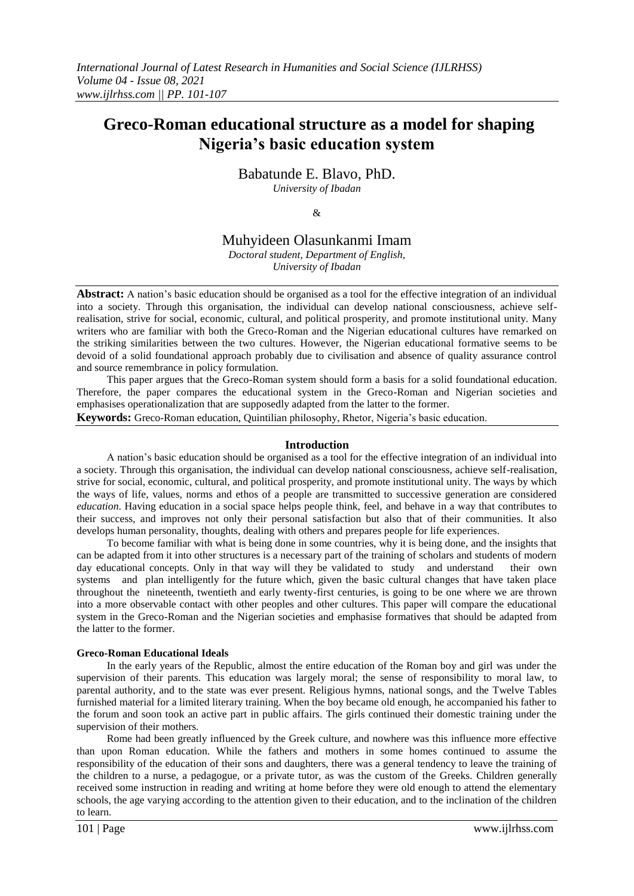# Greco-Roman educational structure as a model for shaping Nigeria's basic education system

Babatunde E. Blavo, PhD.
*University of Ibadan*

&

Muhyideen Olasunkanmi Imam
*Doctoral student, Department of English, University of Ibadan*

**Abstract:** A nation's basic education should be organised as a tool for the effective integration of an individual into a society. Through this organisation, the individual can develop national consciousness, achieve self-realisation, strive for social, economic, cultural, and political prosperity, and promote institutional unity. Many writers who are familiar with both the Greco-Roman and the Nigerian educational cultures have remarked on the striking similarities between the two cultures. However, the Nigerian educational formative seems to be devoid of a solid foundational approach probably due to civilisation and absence of quality assurance control and source remembrance in policy formulation.

This paper argues that the Greco-Roman system should form a basis for a solid foundational education. Therefore, the paper compares the educational system in the Greco-Roman and Nigerian societies and emphasises operationalization that are supposedly adapted from the latter to the former.

**Keywords:** Greco-Roman education, Quintilian philosophy, Rhetor, Nigeria's basic education.

## Introduction

A nation's basic education should be organised as a tool for the effective integration of an individual into a society. Through this organisation, the individual can develop national consciousness, achieve self-realisation, strive for social, economic, cultural, and political prosperity, and promote institutional unity. The ways by which the ways of life, values, norms and ethos of a people are transmitted to successive generation are considered *education*. Having education in a social space helps people think, feel, and behave in a way that contributes to their success, and improves not only their personal satisfaction but also that of their communities. It also develops human personality, thoughts, dealing with others and prepares people for life experiences.

To become familiar with what is being done in some countries, why it is being done, and the insights that can be adapted from it into other structures is a necessary part of the training of scholars and students of modern day educational concepts. Only in that way will they be validated to study and understand their own systems and plan intelligently for the future which, given the basic cultural changes that have taken place throughout the nineteenth, twentieth and early twenty-first centuries, is going to be one where we are thrown into a more observable contact with other peoples and other cultures. This paper will compare the educational system in the Greco-Roman and the Nigerian societies and emphasise formatives that should be adapted from the latter to the former.

### Greco-Roman Educational Ideals

In the early years of the Republic, almost the entire education of the Roman boy and girl was under the supervision of their parents. This education was largely moral; the sense of responsibility to moral law, to parental authority, and to the state was ever present. Religious hymns, national songs, and the Twelve Tables furnished material for a limited literary training. When the boy became old enough, he accompanied his father to the forum and soon took an active part in public affairs. The girls continued their domestic training under the supervision of their mothers.

Rome had been greatly influenced by the Greek culture, and nowhere was this influence more effective than upon Roman education. While the fathers and mothers in some homes continued to assume the responsibility of the education of their sons and daughters, there was a general tendency to leave the training of the children to a nurse, a pedagogue, or a private tutor, as was the custom of the Greeks. Children generally received some instruction in reading and writing at home before they were old enough to attend the elementary schools, the age varying according to the attention given to their education, and to the inclination of the children to learn.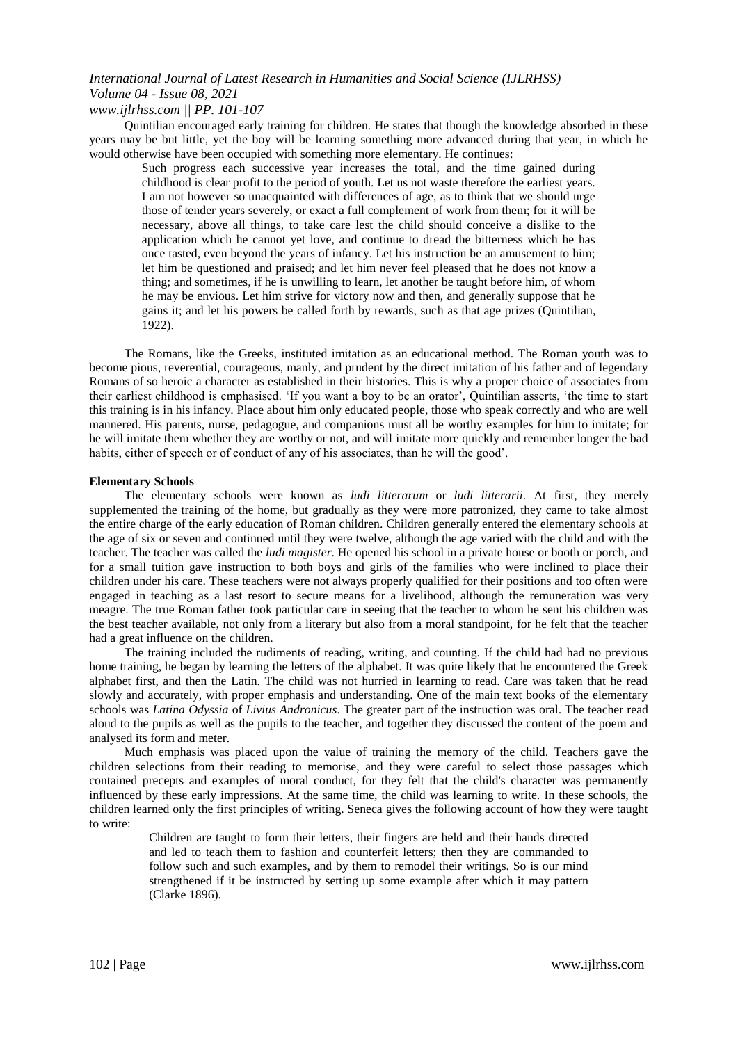Quintilian encouraged early training for children. He states that though the knowledge absorbed in these years may be but little, yet the boy will be learning something more advanced during that year, in which he would otherwise have been occupied with something more elementary. He continues:

> Such progress each successive year increases the total, and the time gained during childhood is clear profit to the period of youth. Let us not waste therefore the earliest years. I am not however so unacquainted with differences of age, as to think that we should urge those of tender years severely, or exact a full complement of work from them; for it will be necessary, above all things, to take care lest the child should conceive a dislike to the application which he cannot yet love, and continue to dread the bitterness which he has once tasted, even beyond the years of infancy. Let his instruction be an amusement to him; let him be questioned and praised; and let him never feel pleased that he does not know a thing; and sometimes, if he is unwilling to learn, let another be taught before him, of whom he may be envious. Let him strive for victory now and then, and generally suppose that he gains it; and let his powers be called forth by rewards, such as that age prizes (Quintilian, 1922).

The Romans, like the Greeks, instituted imitation as an educational method. The Roman youth was to become pious, reverential, courageous, manly, and prudent by the direct imitation of his father and of legendary Romans of so heroic a character as established in their histories. This is why a proper choice of associates from their earliest childhood is emphasised. 'If you want a boy to be an orator', Quintilian asserts, 'the time to start this training is in his infancy. Place about him only educated people, those who speak correctly and who are well mannered. His parents, nurse, pedagogue, and companions must all be worthy examples for him to imitate; for he will imitate them whether they are worthy or not, and will imitate more quickly and remember longer the bad habits, either of speech or of conduct of any of his associates, than he will the good'.

**Elementary Schools**

The elementary schools were known as *ludi litterarum* or *ludi litterarii*. At first, they merely supplemented the training of the home, but gradually as they were more patronized, they came to take almost the entire charge of the early education of Roman children. Children generally entered the elementary schools at the age of six or seven and continued until they were twelve, although the age varied with the child and with the teacher. The teacher was called the *ludi magister*. He opened his school in a private house or booth or porch, and for a small tuition gave instruction to both boys and girls of the families who were inclined to place their children under his care. These teachers were not always properly qualified for their positions and too often were engaged in teaching as a last resort to secure means for a livelihood, although the remuneration was very meagre. The true Roman father took particular care in seeing that the teacher to whom he sent his children was the best teacher available, not only from a literary but also from a moral standpoint, for he felt that the teacher had a great influence on the children.

The training included the rudiments of reading, writing, and counting. If the child had had no previous home training, he began by learning the letters of the alphabet. It was quite likely that he encountered the Greek alphabet first, and then the Latin. The child was not hurried in learning to read. Care was taken that he read slowly and accurately, with proper emphasis and understanding. One of the main text books of the elementary schools was *Latina Odyssia* of *Livius Andronicus*. The greater part of the instruction was oral. The teacher read aloud to the pupils as well as the pupils to the teacher, and together they discussed the content of the poem and analysed its form and meter.

Much emphasis was placed upon the value of training the memory of the child. Teachers gave the children selections from their reading to memorise, and they were careful to select those passages which contained precepts and examples of moral conduct, for they felt that the child's character was permanently influenced by these early impressions. At the same time, the child was learning to write. In these schools, the children learned only the first principles of writing. Seneca gives the following account of how they were taught to write:

> Children are taught to form their letters, their fingers are held and their hands directed and led to teach them to fashion and counterfeit letters; then they are commanded to follow such and such examples, and by them to remodel their writings. So is our mind strengthened if it be instructed by setting up some example after which it may pattern (Clarke 1896).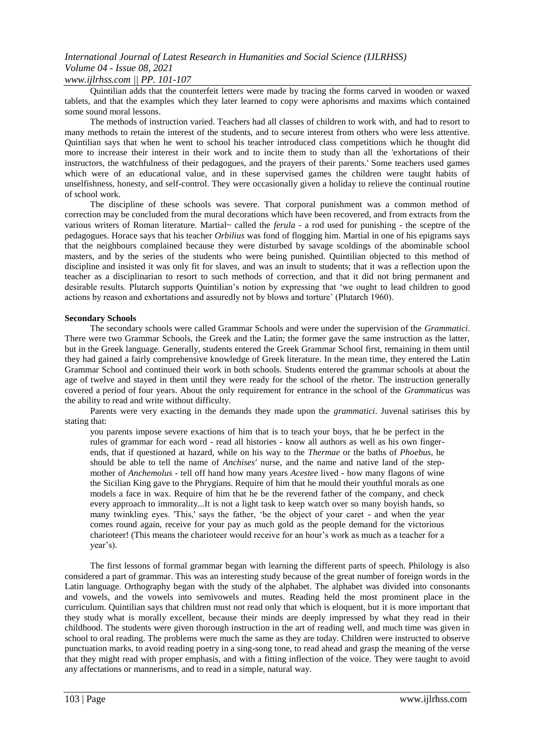Quintilian adds that the counterfeit letters were made by tracing the forms carved in wooden or waxed tablets, and that the examples which they later learned to copy were aphorisms and maxims which contained some sound moral lessons.

The methods of instruction varied. Teachers had all classes of children to work with, and had to resort to many methods to retain the interest of the students, and to secure interest from others who were less attentive. Quintilian says that when he went to school his teacher introduced class competitions which he thought did more to increase their interest in their work and to incite them to study than all the 'exhortations of their instructors, the watchfulness of their pedagogues, and the prayers of their parents.' Some teachers used games which were of an educational value, and in these supervised games the children were taught habits of unselfishness, honesty, and self-control. They were occasionally given a holiday to relieve the continual routine of school work.

The discipline of these schools was severe. That corporal punishment was a common method of correction may be concluded from the mural decorations which have been recovered, and from extracts from the various writers of Roman literature. Martial~ called the *ferula* - a rod used for punishing - the sceptre of the pedagogues. Horace says that his teacher *Orbilius* was fond of flogging him. Martial in one of his epigrams says that the neighbours complained because they were disturbed by savage scoldings of the abominable school masters, and by the series of the students who were being punished. Quintilian objected to this method of discipline and insisted it was only fit for slaves, and was an insult to students; that it was a reflection upon the teacher as a disciplinarian to resort to such methods of correction, and that it did not bring permanent and desirable results. Plutarch supports Quintilian's notion by expressing that 'we ought to lead children to good actions by reason and exhortations and assuredly not by blows and torture' (Plutarch 1960).

**Secondary Schools**

The secondary schools were called Grammar Schools and were under the supervision of the *Grammatici*. There were two Grammar Schools, the Greek and the Latin; the former gave the same instruction as the latter, but in the Greek language. Generally, students entered the Greek Grammar School first, remaining in them until they had gained a fairly comprehensive knowledge of Greek literature. In the mean time, they entered the Latin Grammar School and continued their work in both schools. Students entered the grammar schools at about the age of twelve and stayed in them until they were ready for the school of the rhetor. The instruction generally covered a period of four years. About the only requirement for entrance in the school of the *Grammaticus* was the ability to read and write without difficulty.

Parents were very exacting in the demands they made upon the *grammatici*. Juvenal satirises this by stating that:

> you parents impose severe exactions of him that is to teach your boys, that he be perfect in the rules of grammar for each word - read all histories - know all authors as well as his own finger-ends, that if questioned at hazard, while on his way to the *Thermae* or the baths of *Phoebus*, he should be able to tell the name of *Anchises'* nurse, and the name and native land of the step-mother of *Anchemolus* - tell off hand how many years *Acestee* lived - how many flagons of wine the Sicilian King gave to the Phrygians. Require of him that he mould their youthful morals as one models a face in wax. Require of him that he be the reverend father of the company, and check every approach to immorality...It is not a light task to keep watch over so many boyish hands, so many twinkling eyes. 'This,' says the father, 'be the object of your caret - and when the year comes round again, receive for your pay as much gold as the people demand for the victorious charioteer! (This means the charioteer would receive for an hour's work as much as a teacher for a year's).

The first lessons of formal grammar began with learning the different parts of speech. Philology is also considered a part of grammar. This was an interesting study because of the great number of foreign words in the Latin language. Orthography began with the study of the alphabet. The alphabet was divided into consonants and vowels, and the vowels into semivowels and mutes. Reading held the most prominent place in the curriculum. Quintilian says that children must not read only that which is eloquent, but it is more important that they study what is morally excellent, because their minds are deeply impressed by what they read in their childhood. The students were given thorough instruction in the art of reading well, and much time was given in school to oral reading. The problems were much the same as they are today. Children were instructed to observe punctuation marks, to avoid reading poetry in a sing-song tone, to read ahead and grasp the meaning of the verse that they might read with proper emphasis, and with a fitting inflection of the voice. They were taught to avoid any affectations or mannerisms, and to read in a simple, natural way.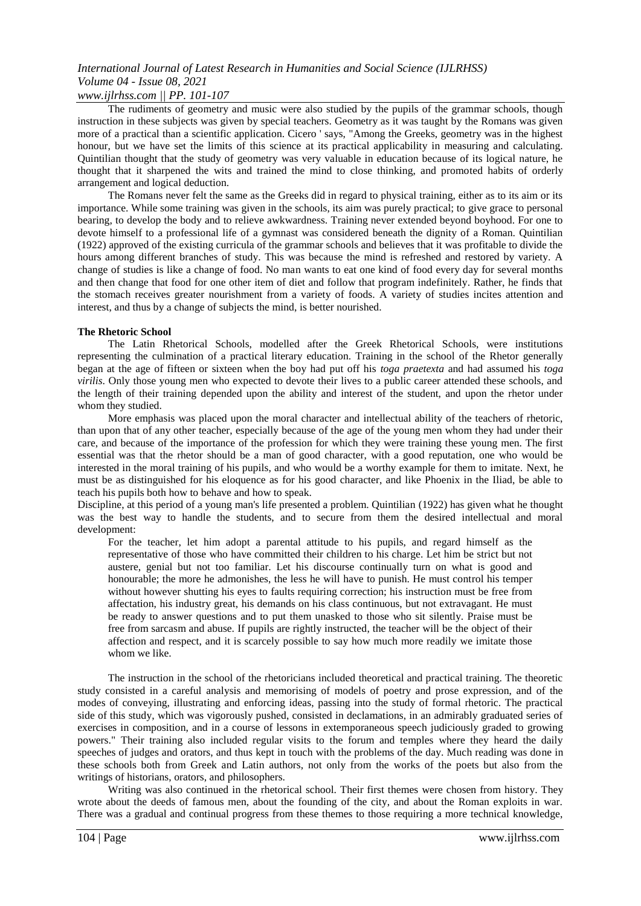The rudiments of geometry and music were also studied by the pupils of the grammar schools, though instruction in these subjects was given by special teachers. Geometry as it was taught by the Romans was given more of a practical than a scientific application. Cicero ' says, "Among the Greeks, geometry was in the highest honour, but we have set the limits of this science at its practical applicability in measuring and calculating. Quintilian thought that the study of geometry was very valuable in education because of its logical nature, he thought that it sharpened the wits and trained the mind to close thinking, and promoted habits of orderly arrangement and logical deduction.

The Romans never felt the same as the Greeks did in regard to physical training, either as to its aim or its importance. While some training was given in the schools, its aim was purely practical; to give grace to personal bearing, to develop the body and to relieve awkwardness. Training never extended beyond boyhood. For one to devote himself to a professional life of a gymnast was considered beneath the dignity of a Roman. Quintilian (1922) approved of the existing curricula of the grammar schools and believes that it was profitable to divide the hours among different branches of study. This was because the mind is refreshed and restored by variety. A change of studies is like a change of food. No man wants to eat one kind of food every day for several months and then change that food for one other item of diet and follow that program indefinitely. Rather, he finds that the stomach receives greater nourishment from a variety of foods. A variety of studies incites attention and interest, and thus by a change of subjects the mind, is better nourished.

**The Rhetoric School**

The Latin Rhetorical Schools, modelled after the Greek Rhetorical Schools, were institutions representing the culmination of a practical literary education. Training in the school of the Rhetor generally began at the age of fifteen or sixteen when the boy had put off his *toga praetexta* and had assumed his *toga virilis*. Only those young men who expected to devote their lives to a public career attended these schools, and the length of their training depended upon the ability and interest of the student, and upon the rhetor under whom they studied.

More emphasis was placed upon the moral character and intellectual ability of the teachers of rhetoric, than upon that of any other teacher, especially because of the age of the young men whom they had under their care, and because of the importance of the profession for which they were training these young men. The first essential was that the rhetor should be a man of good character, with a good reputation, one who would be interested in the moral training of his pupils, and who would be a worthy example for them to imitate. Next, he must be as distinguished for his eloquence as for his good character, and like Phoenix in the Iliad, be able to teach his pupils both how to behave and how to speak.

Discipline, at this period of a young man's life presented a problem. Quintilian (1922) has given what he thought was the best way to handle the students, and to secure from them the desired intellectual and moral development:

> For the teacher, let him adopt a parental attitude to his pupils, and regard himself as the representative of those who have committed their children to his charge. Let him be strict but not austere, genial but not too familiar. Let his discourse continually turn on what is good and honourable; the more he admonishes, the less he will have to punish. He must control his temper without however shutting his eyes to faults requiring correction; his instruction must be free from affectation, his industry great, his demands on his class continuous, but not extravagant. He must be ready to answer questions and to put them unasked to those who sit silently. Praise must be free from sarcasm and abuse. If pupils are rightly instructed, the teacher will be the object of their affection and respect, and it is scarcely possible to say how much more readily we imitate those whom we like.

The instruction in the school of the rhetoricians included theoretical and practical training. The theoretic study consisted in a careful analysis and memorising of models of poetry and prose expression, and of the modes of conveying, illustrating and enforcing ideas, passing into the study of formal rhetoric. The practical side of this study, which was vigorously pushed, consisted in declamations, in an admirably graduated series of exercises in composition, and in a course of lessons in extemporaneous speech judiciously graded to growing powers." Their training also included regular visits to the forum and temples where they heard the daily speeches of judges and orators, and thus kept in touch with the problems of the day. Much reading was done in these schools both from Greek and Latin authors, not only from the works of the poets but also from the writings of historians, orators, and philosophers.

Writing was also continued in the rhetorical school. Their first themes were chosen from history. They wrote about the deeds of famous men, about the founding of the city, and about the Roman exploits in war. There was a gradual and continual progress from these themes to those requiring a more technical knowledge,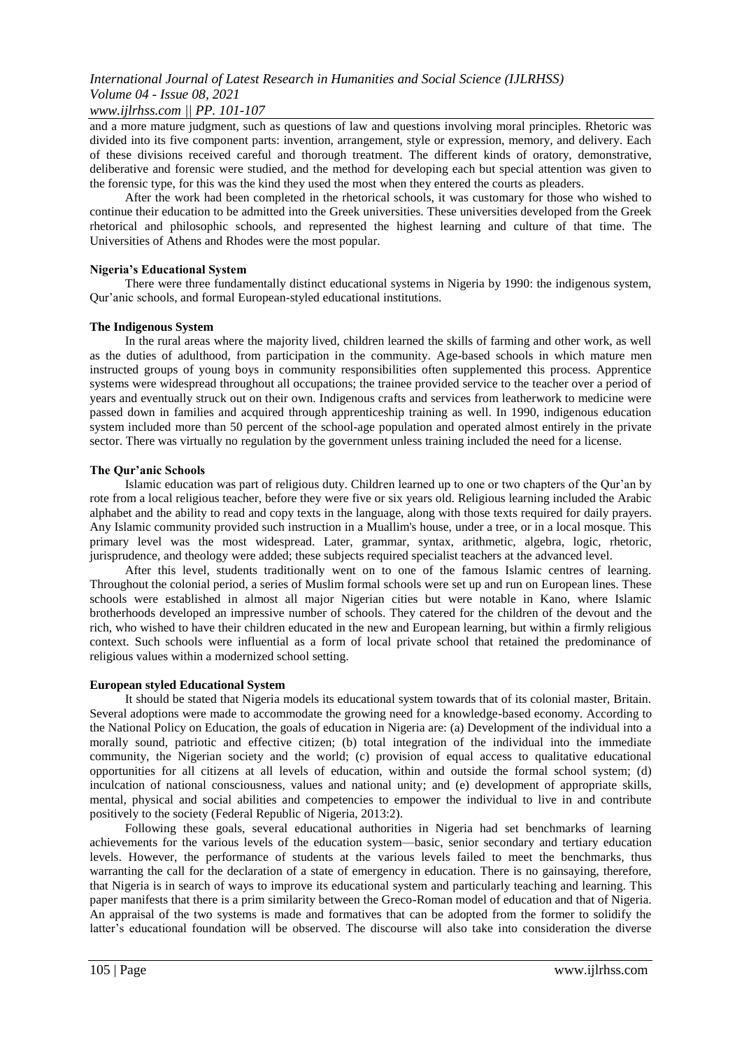and a more mature judgment, such as questions of law and questions involving moral principles. Rhetoric was divided into its five component parts: invention, arrangement, style or expression, memory, and delivery. Each of these divisions received careful and thorough treatment. The different kinds of oratory, demonstrative, deliberative and forensic were studied, and the method for developing each but special attention was given to the forensic type, for this was the kind they used the most when they entered the courts as pleaders.

After the work had been completed in the rhetorical schools, it was customary for those who wished to continue their education to be admitted into the Greek universities. These universities developed from the Greek rhetorical and philosophic schools, and represented the highest learning and culture of that time. The Universities of Athens and Rhodes were the most popular.

**Nigeria's Educational System**

There were three fundamentally distinct educational systems in Nigeria by 1990: the indigenous system, Qur'anic schools, and formal European-styled educational institutions.

**The Indigenous System**

In the rural areas where the majority lived, children learned the skills of farming and other work, as well as the duties of adulthood, from participation in the community. Age-based schools in which mature men instructed groups of young boys in community responsibilities often supplemented this process. Apprentice systems were widespread throughout all occupations; the trainee provided service to the teacher over a period of years and eventually struck out on their own. Indigenous crafts and services from leatherwork to medicine were passed down in families and acquired through apprenticeship training as well. In 1990, indigenous education system included more than 50 percent of the school-age population and operated almost entirely in the private sector. There was virtually no regulation by the government unless training included the need for a license.

**The Qur'anic Schools**

Islamic education was part of religious duty. Children learned up to one or two chapters of the Qur'an by rote from a local religious teacher, before they were five or six years old. Religious learning included the Arabic alphabet and the ability to read and copy texts in the language, along with those texts required for daily prayers. Any Islamic community provided such instruction in a Muallim's house, under a tree, or in a local mosque. This primary level was the most widespread. Later, grammar, syntax, arithmetic, algebra, logic, rhetoric, jurisprudence, and theology were added; these subjects required specialist teachers at the advanced level.

After this level, students traditionally went on to one of the famous Islamic centres of learning. Throughout the colonial period, a series of Muslim formal schools were set up and run on European lines. These schools were established in almost all major Nigerian cities but were notable in Kano, where Islamic brotherhoods developed an impressive number of schools. They catered for the children of the devout and the rich, who wished to have their children educated in the new and European learning, but within a firmly religious context. Such schools were influential as a form of local private school that retained the predominance of religious values within a modernized school setting.

**European styled Educational System**

It should be stated that Nigeria models its educational system towards that of its colonial master, Britain. Several adoptions were made to accommodate the growing need for a knowledge-based economy. According to the National Policy on Education, the goals of education in Nigeria are: (a) Development of the individual into a morally sound, patriotic and effective citizen; (b) total integration of the individual into the immediate community, the Nigerian society and the world; (c) provision of equal access to qualitative educational opportunities for all citizens at all levels of education, within and outside the formal school system; (d) inculcation of national consciousness, values and national unity; and (e) development of appropriate skills, mental, physical and social abilities and competencies to empower the individual to live in and contribute positively to the society (Federal Republic of Nigeria, 2013:2).

Following these goals, several educational authorities in Nigeria had set benchmarks of learning achievements for the various levels of the education system—basic, senior secondary and tertiary education levels. However, the performance of students at the various levels failed to meet the benchmarks, thus warranting the call for the declaration of a state of emergency in education. There is no gainsaying, therefore, that Nigeria is in search of ways to improve its educational system and particularly teaching and learning. This paper manifests that there is a prim similarity between the Greco-Roman model of education and that of Nigeria. An appraisal of the two systems is made and formatives that can be adopted from the former to solidify the latter's educational foundation will be observed. The discourse will also take into consideration the diverse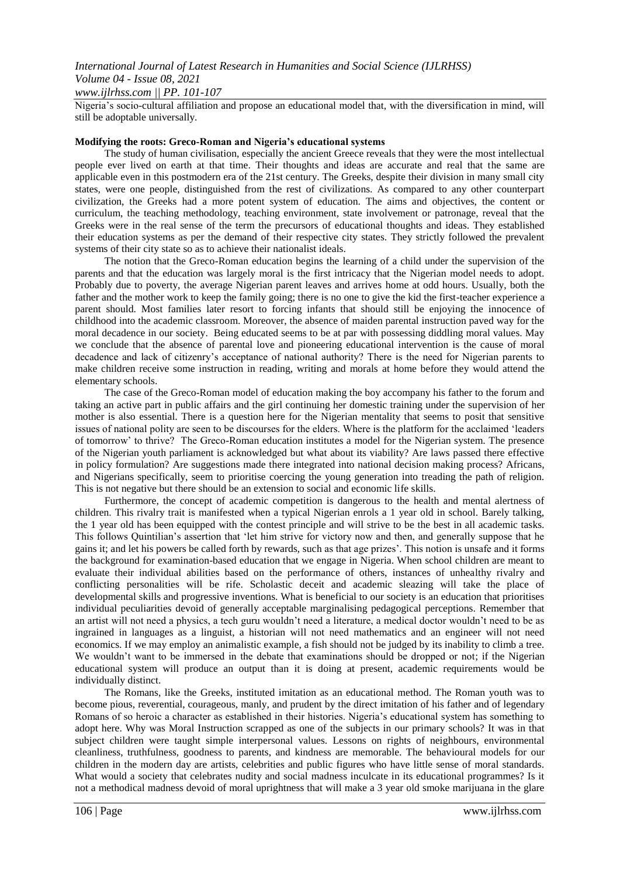Nigeria's socio-cultural affiliation and propose an educational model that, with the diversification in mind, will still be adoptable universally.

**Modifying the roots: Greco-Roman and Nigeria's educational systems**

The study of human civilisation, especially the ancient Greece reveals that they were the most intellectual people ever lived on earth at that time. Their thoughts and ideas are accurate and real that the same are applicable even in this postmodern era of the 21st century. The Greeks, despite their division in many small city states, were one people, distinguished from the rest of civilizations. As compared to any other counterpart civilization, the Greeks had a more potent system of education. The aims and objectives, the content or curriculum, the teaching methodology, teaching environment, state involvement or patronage, reveal that the Greeks were in the real sense of the term the precursors of educational thoughts and ideas. They established their education systems as per the demand of their respective city states. They strictly followed the prevalent systems of their city state so as to achieve their nationalist ideals.

The notion that the Greco-Roman education begins the learning of a child under the supervision of the parents and that the education was largely moral is the first intricacy that the Nigerian model needs to adopt. Probably due to poverty, the average Nigerian parent leaves and arrives home at odd hours. Usually, both the father and the mother work to keep the family going; there is no one to give the kid the first-teacher experience a parent should. Most families later resort to forcing infants that should still be enjoying the innocence of childhood into the academic classroom. Moreover, the absence of maiden parental instruction paved way for the moral decadence in our society. Being educated seems to be at par with possessing diddling moral values. May we conclude that the absence of parental love and pioneering educational intervention is the cause of moral decadence and lack of citizenry's acceptance of national authority? There is the need for Nigerian parents to make children receive some instruction in reading, writing and morals at home before they would attend the elementary schools.

The case of the Greco-Roman model of education making the boy accompany his father to the forum and taking an active part in public affairs and the girl continuing her domestic training under the supervision of her mother is also essential. There is a question here for the Nigerian mentality that seems to posit that sensitive issues of national polity are seen to be discourses for the elders. Where is the platform for the acclaimed 'leaders of tomorrow' to thrive? The Greco-Roman education institutes a model for the Nigerian system. The presence of the Nigerian youth parliament is acknowledged but what about its viability? Are laws passed there effective in policy formulation? Are suggestions made there integrated into national decision making process? Africans, and Nigerians specifically, seem to prioritise coercing the young generation into treading the path of religion. This is not negative but there should be an extension to social and economic life skills.

Furthermore, the concept of academic competition is dangerous to the health and mental alertness of children. This rivalry trait is manifested when a typical Nigerian enrols a 1 year old in school. Barely talking, the 1 year old has been equipped with the contest principle and will strive to be the best in all academic tasks. This follows Quintilian's assertion that 'let him strive for victory now and then, and generally suppose that he gains it; and let his powers be called forth by rewards, such as that age prizes'. This notion is unsafe and it forms the background for examination-based education that we engage in Nigeria. When school children are meant to evaluate their individual abilities based on the performance of others, instances of unhealthy rivalry and conflicting personalities will be rife. Scholastic deceit and academic sleazing will take the place of developmental skills and progressive inventions. What is beneficial to our society is an education that prioritises individual peculiarities devoid of generally acceptable marginalising pedagogical perceptions. Remember that an artist will not need a physics, a tech guru wouldn't need a literature, a medical doctor wouldn't need to be as ingrained in languages as a linguist, a historian will not need mathematics and an engineer will not need economics. If we may employ an animalistic example, a fish should not be judged by its inability to climb a tree. We wouldn't want to be immersed in the debate that examinations should be dropped or not; if the Nigerian educational system will produce an output than it is doing at present, academic requirements would be individually distinct.

The Romans, like the Greeks, instituted imitation as an educational method. The Roman youth was to become pious, reverential, courageous, manly, and prudent by the direct imitation of his father and of legendary Romans of so heroic a character as established in their histories. Nigeria's educational system has something to adopt here. Why was Moral Instruction scrapped as one of the subjects in our primary schools? It was in that subject children were taught simple interpersonal values. Lessons on rights of neighbours, environmental cleanliness, truthfulness, goodness to parents, and kindness are memorable. The behavioural models for our children in the modern day are artists, celebrities and public figures who have little sense of moral standards. What would a society that celebrates nudity and social madness inculcate in its educational programmes? Is it not a methodical madness devoid of moral uprightness that will make a 3 year old smoke marijuana in the glare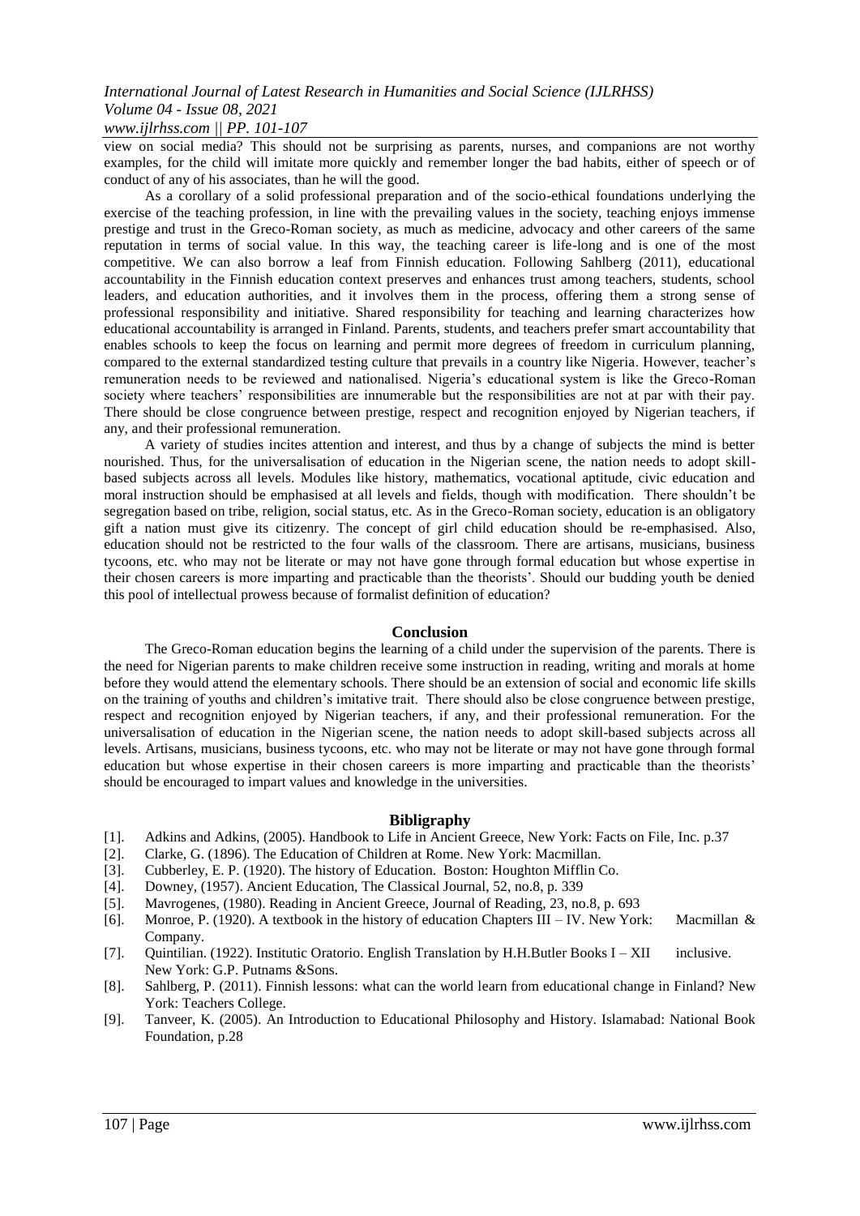view on social media? This should not be surprising as parents, nurses, and companions are not worthy examples, for the child will imitate more quickly and remember longer the bad habits, either of speech or of conduct of any of his associates, than he will the good.

As a corollary of a solid professional preparation and of the socio-ethical foundations underlying the exercise of the teaching profession, in line with the prevailing values in the society, teaching enjoys immense prestige and trust in the Greco-Roman society, as much as medicine, advocacy and other careers of the same reputation in terms of social value. In this way, the teaching career is life-long and is one of the most competitive. We can also borrow a leaf from Finnish education. Following Sahlberg (2011), educational accountability in the Finnish education context preserves and enhances trust among teachers, students, school leaders, and education authorities, and it involves them in the process, offering them a strong sense of professional responsibility and initiative. Shared responsibility for teaching and learning characterizes how educational accountability is arranged in Finland. Parents, students, and teachers prefer smart accountability that enables schools to keep the focus on learning and permit more degrees of freedom in curriculum planning, compared to the external standardized testing culture that prevails in a country like Nigeria. However, teacher's remuneration needs to be reviewed and nationalised. Nigeria's educational system is like the Greco-Roman society where teachers' responsibilities are innumerable but the responsibilities are not at par with their pay. There should be close congruence between prestige, respect and recognition enjoyed by Nigerian teachers, if any, and their professional remuneration.

A variety of studies incites attention and interest, and thus by a change of subjects the mind is better nourished. Thus, for the universalisation of education in the Nigerian scene, the nation needs to adopt skill-based subjects across all levels. Modules like history, mathematics, vocational aptitude, civic education and moral instruction should be emphasised at all levels and fields, though with modification. There shouldn't be segregation based on tribe, religion, social status, etc. As in the Greco-Roman society, education is an obligatory gift a nation must give its citizenry. The concept of girl child education should be re-emphasised. Also, education should not be restricted to the four walls of the classroom. There are artisans, musicians, business tycoons, etc. who may not be literate or may not have gone through formal education but whose expertise in their chosen careers is more imparting and practicable than the theorists'. Should our budding youth be denied this pool of intellectual prowess because of formalist definition of education?

## Conclusion

The Greco-Roman education begins the learning of a child under the supervision of the parents. There is the need for Nigerian parents to make children receive some instruction in reading, writing and morals at home before they would attend the elementary schools. There should be an extension of social and economic life skills on the training of youths and children's imitative trait. There should also be close congruence between prestige, respect and recognition enjoyed by Nigerian teachers, if any, and their professional remuneration. For the universalisation of education in the Nigerian scene, the nation needs to adopt skill-based subjects across all levels. Artisans, musicians, business tycoons, etc. who may not be literate or may not have gone through formal education but whose expertise in their chosen careers is more imparting and practicable than the theorists' should be encouraged to impart values and knowledge in the universities.

## Bibligraphy

[1]. Adkins and Adkins, (2005). Handbook to Life in Ancient Greece, New York: Facts on File, Inc. p.37

[2]. Clarke, G. (1896). The Education of Children at Rome. New York: Macmillan.

[3]. Cubberley, E. P. (1920). The history of Education. Boston: Houghton Mifflin Co.

[4]. Downey, (1957). Ancient Education, The Classical Journal, 52, no.8, p. 339

[5]. Mavrogenes, (1980). Reading in Ancient Greece, Journal of Reading, 23, no.8, p. 693

[6]. Monroe, P. (1920). A textbook in the history of education Chapters III – IV. New York: Macmillan & Company.

[7]. Quintilian. (1922). Institutic Oratorio. English Translation by H.H.Butler Books I – XII inclusive. New York: G.P. Putnams &Sons.

[8]. Sahlberg, P. (2011). Finnish lessons: what can the world learn from educational change in Finland? New York: Teachers College.

[9]. Tanveer, K. (2005). An Introduction to Educational Philosophy and History. Islamabad: National Book Foundation, p.28